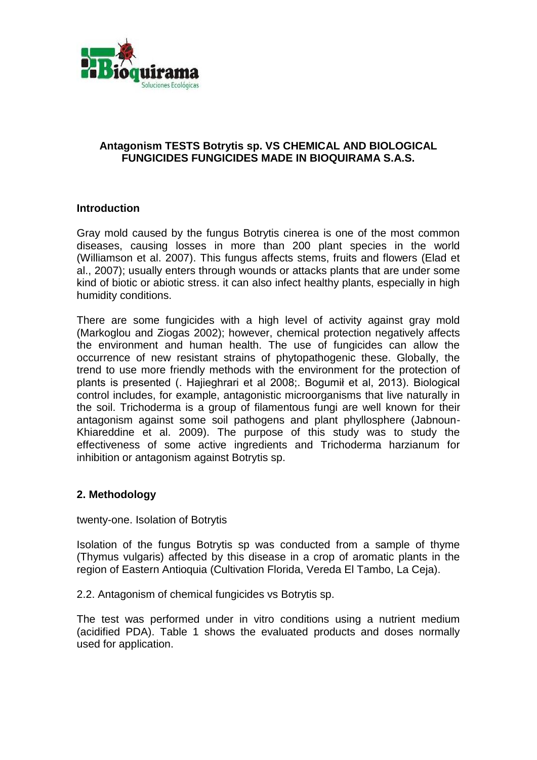## Antagonism TESTS Botrytis sp. VS CHEMICAL AND BIOLOGICAL FUNGICIDES FUNGICIDES MADE IN BIOQUIRAMA S.A.S.

### Introduction

Gray mold caused by the fungus Botrytis cinerea is one of the most common diseases, causing losses in more than 200 plant species in the world (Williamson et al. 2007). This fungus affects stems, fruits and flowers (Elad et al., 2007); usually enters through wounds or attacks plants that are under some kind of biotic or abiotic stress. it can also infect healthy plants, especially in high humidity conditions.

There are some fungicides with a high level of activity against gray mold (Markoglou and Ziogas 2002); however, chemical protection negatively affects the environment and human health. The use of fungicides can allow the occurrence of new resistant strains of phytopathogenic these. Globally, the trend to use more friendly methods with the environment for the protection of plants is presented (. Hajieghrari et al 2008;. Bogumił et al, 2013). Biological control includes, for example, antagonistic microorganisms that live naturally in the soil. Trichoderma is a group of filamentous fungi are well known for their antagonism against some soil pathogens and plant phyllosphere (Jabnoun-Khiareddine et al. 2009). The purpose of this study was to study the effectiveness of some active ingredients and Trichoderma harzianum for inhibition or antagonism against Botrytis sp.

### 2. Methodology

twenty-one. Isolation of Botrytis

Isolation of the fungus Botrytis sp was conducted from a sample of thyme (Thymus vulgaris) affected by this disease in a crop of aromatic plants in the region of Eastern Antioquia (Cultivation Florida, Vereda El Tambo, La Ceja).

2.2. Antagonism of chemical fungicides vs Botrytis sp.

The test was performed under in vitro conditions using a nutrient medium (acidified PDA). Table 1 shows the evaluated products and doses normally used for application.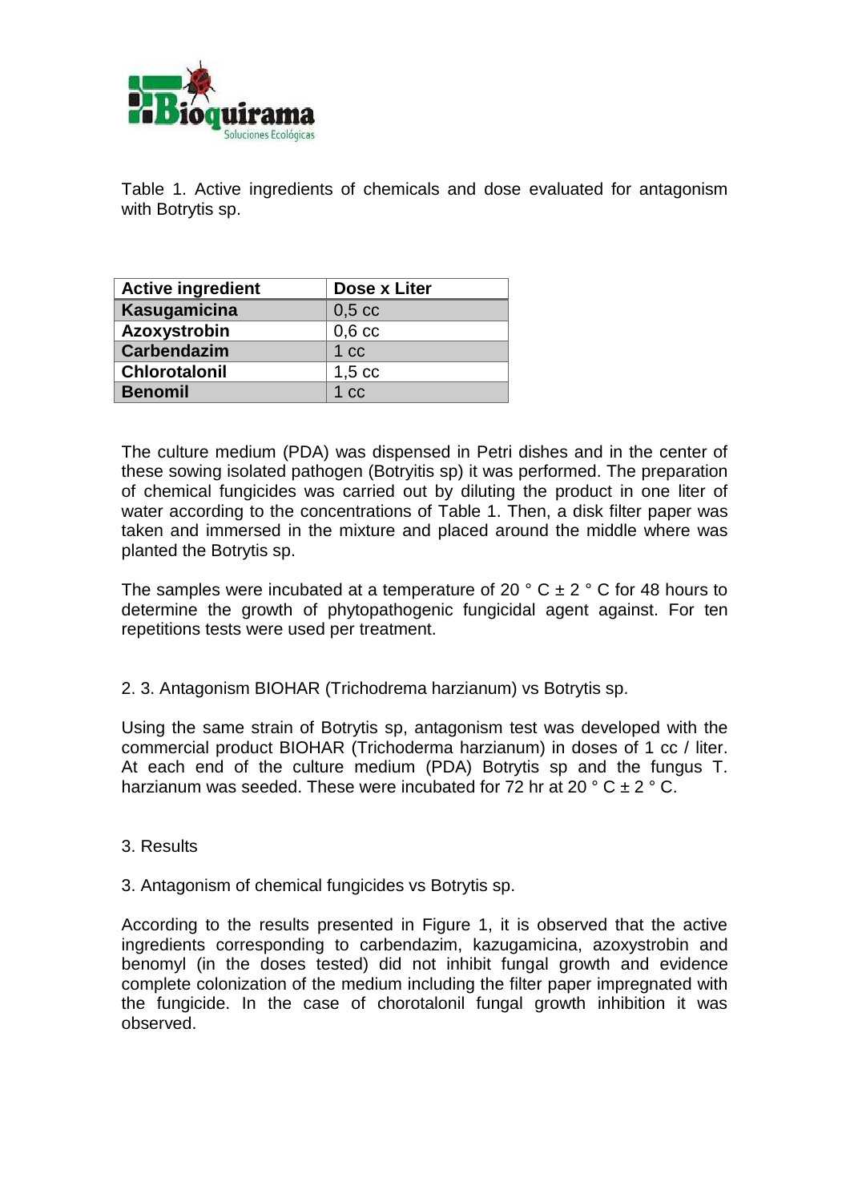Table 1. Active ingredients of chemicals and dose evaluated for antagonism with Botrytis sp.

| Active ingredient | Dose x Liter |
|---|---|
| **Kasugamicina** | 0,5 cc |
| **Azoxystrobin** | 0,6 cc |
| **Carbendazim** | 1 cc |
| **Chlorotalonil** | 1,5 cc |
| **Benomil** | 1 cc |

The culture medium (PDA) was dispensed in Petri dishes and in the center of these sowing isolated pathogen (Botryitis sp) it was performed. The preparation of chemical fungicides was carried out by diluting the product in one liter of water according to the concentrations of Table 1. Then, a disk filter paper was taken and immersed in the mixture and placed around the middle where was planted the Botrytis sp.

The samples were incubated at a temperature of 20 ° C ± 2 ° C for 48 hours to determine the growth of phytopathogenic fungicidal agent against. For ten repetitions tests were used per treatment.

2. 3. Antagonism BIOHAR (Trichodrema harzianum) vs Botrytis sp.

Using the same strain of Botrytis sp, antagonism test was developed with the commercial product BIOHAR (Trichoderma harzianum) in doses of 1 cc / liter. At each end of the culture medium (PDA) Botrytis sp and the fungus T. harzianum was seeded. These were incubated for 72 hr at 20 ° C ± 2 ° C.

3. Results

3. Antagonism of chemical fungicides vs Botrytis sp.

According to the results presented in Figure 1, it is observed that the active ingredients corresponding to carbendazim, kazugamicina, azoxystrobin and benomyl (in the doses tested) did not inhibit fungal growth and evidence complete colonization of the medium including the filter paper impregnated with the fungicide. In the case of chorotalonil fungal growth inhibition it was observed.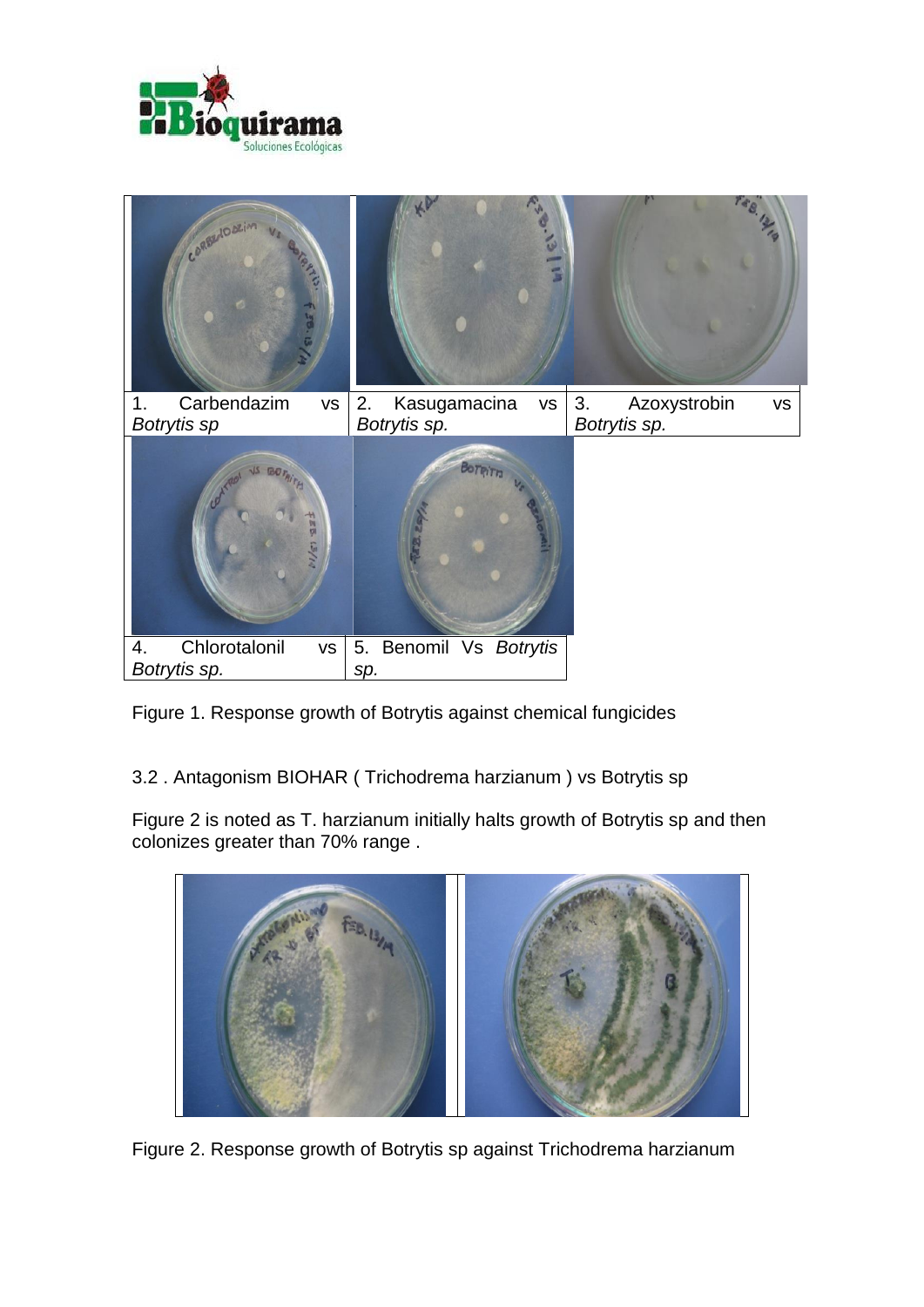| 1. Carbendazim vs *Botrytis sp* | 2. Kasugamacina vs *Botrytis sp.* | 3. Azoxystrobin vs *Botrytis sp.* |
| --- | --- | --- |
| 4. Chlorotalonil vs *Botrytis sp.* | 5. Benomil Vs *Botrytis sp.* | |

Figure 1. Response growth of Botrytis against chemical fungicides

3.2 . Antagonism BIOHAR ( Trichodrema harzianum ) vs Botrytis sp

Figure 2 is noted as T. harzianum initially halts growth of Botrytis sp and then colonizes greater than 70% range .

Figure 2. Response growth of Botrytis sp against Trichodrema harzianum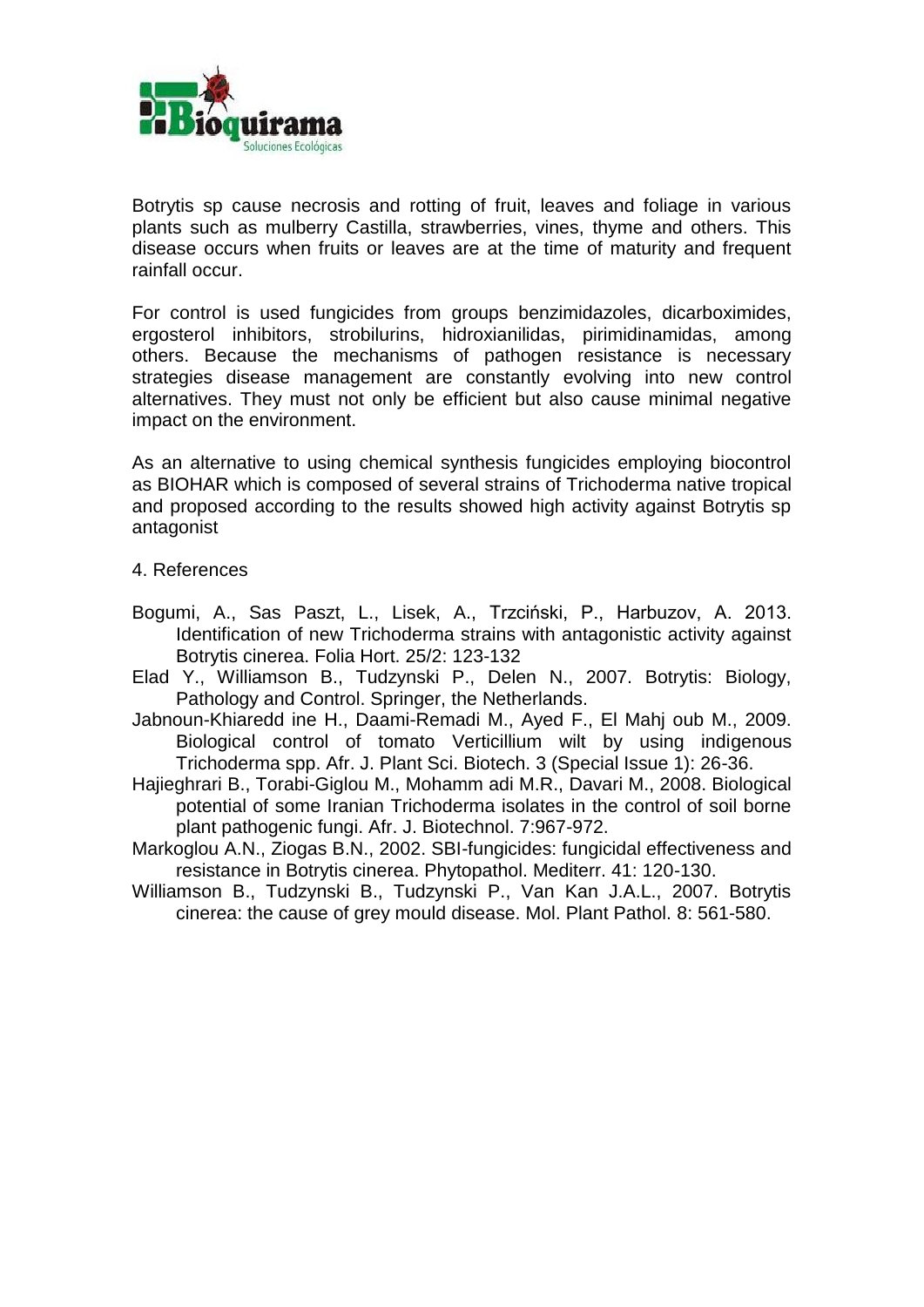Botrytis sp cause necrosis and rotting of fruit, leaves and foliage in various plants such as mulberry Castilla, strawberries, vines, thyme and others. This disease occurs when fruits or leaves are at the time of maturity and frequent rainfall occur.

For control is used fungicides from groups benzimidazoles, dicarboximides, ergosterol inhibitors, strobilurins, hidroxianilidas, pirimidinamidas, among others. Because the mechanisms of pathogen resistance is necessary strategies disease management are constantly evolving into new control alternatives. They must not only be efficient but also cause minimal negative impact on the environment.

As an alternative to using chemical synthesis fungicides employing biocontrol as BIOHAR which is composed of several strains of Trichoderma native tropical and proposed according to the results showed high activity against Botrytis sp antagonist

4. References

Bogumi, A., Sas Paszt, L., Lisek, A., Trzciński, P., Harbuzov, A. 2013. Identification of new Trichoderma strains with antagonistic activity against Botrytis cinerea. Folia Hort. 25/2: 123-132

Elad Y., Williamson B., Tudzynski P., Delen N., 2007. Botrytis: Biology, Pathology and Control. Springer, the Netherlands.

Jabnoun-Khiaredd ine H., Daami-Remadi M., Ayed F., El Mahj oub M., 2009. Biological control of tomato Verticillium wilt by using indigenous Trichoderma spp. Afr. J. Plant Sci. Biotech. 3 (Special Issue 1): 26-36.

Hajieghrari B., Torabi-Giglou M., Mohamm adi M.R., Davari M., 2008. Biological potential of some Iranian Trichoderma isolates in the control of soil borne plant pathogenic fungi. Afr. J. Biotechnol. 7:967-972.

Markoglou A.N., Ziogas B.N., 2002. SBI-fungicides: fungicidal effectiveness and resistance in Botrytis cinerea. Phytopathol. Mediterr. 41: 120-130.

Williamson B., Tudzynski B., Tudzynski P., Van Kan J.A.L., 2007. Botrytis cinerea: the cause of grey mould disease. Mol. Plant Pathol. 8: 561-580.